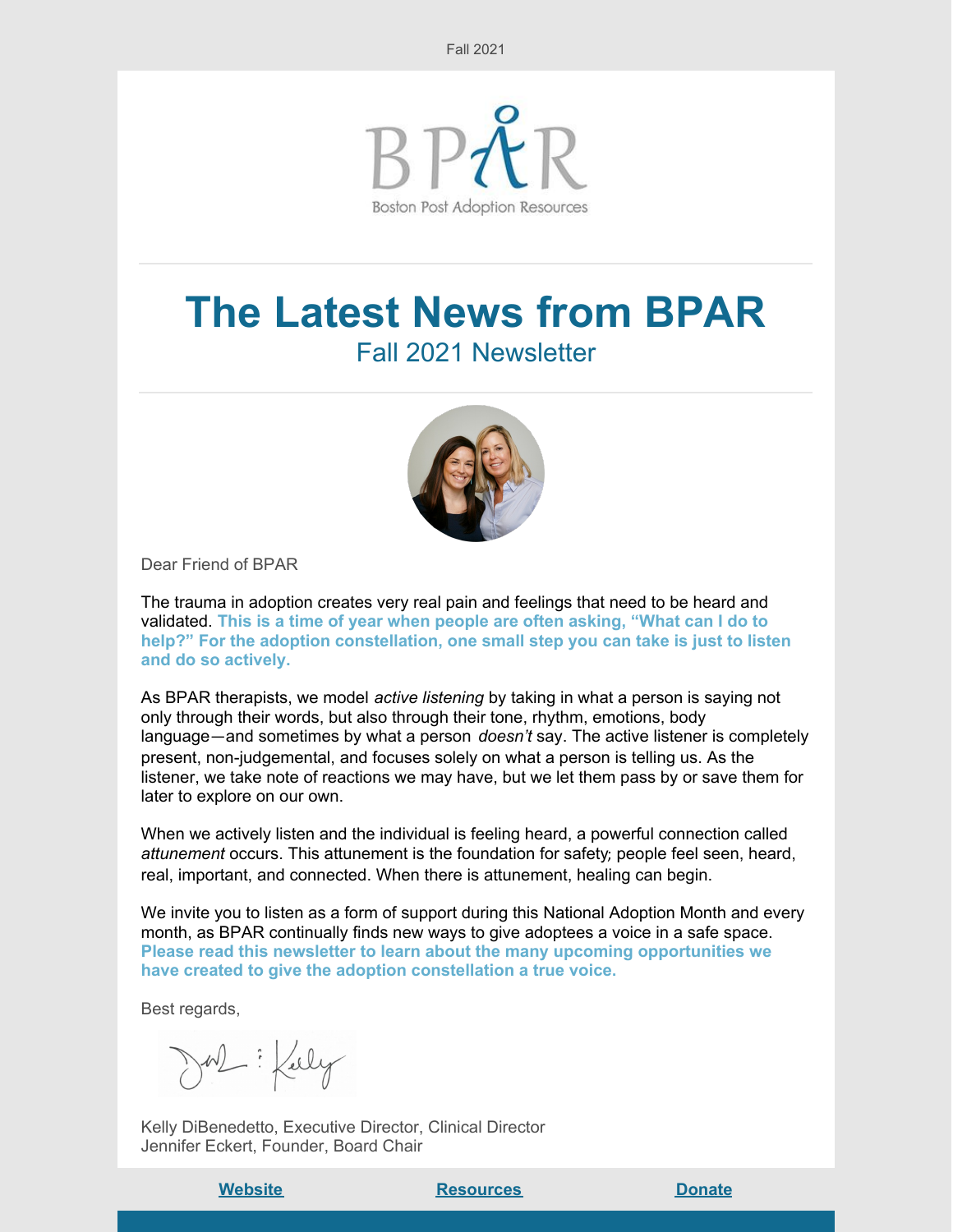Fall 2021

BPAR

Boston Post Adoption Resources

# The Latest News from BPAR

## Fall 2021 Newsletter

Dear Friend of BPAR

The trauma in adoption creates very real pain and feelings that need to be heard and validated. **This is a time of year when people are often asking, "What can I do to help?" For the adoption constellation, one small step you can take is just to listen and do so actively.**

As BPAR therapists, we model *active listening* by taking in what a person is saying not only through their words, but also through their tone, rhythm, emotions, body language—and sometimes by what a person *doesn't* say. The active listener is completely present, non-judgemental, and focuses solely on what a person is telling us. As the listener, we take note of reactions we may have, but we let them pass by or save them for later to explore on our own.

When we actively listen and the individual is feeling heard, a powerful connection called *attunement* occurs. This attunement is the foundation for safety; people feel seen, heard, real, important, and connected. When there is attunement, healing can begin.

We invite you to listen as a form of support during this National Adoption Month and every month, as BPAR continually finds new ways to give adoptees a voice in a safe space. **Please read this newsletter to learn about the many upcoming opportunities we have created to give the adoption constellation a true voice.**

Best regards,

Kelly DiBenedetto, Executive Director, Clinical Director
Jennifer Eckert, Founder, Board Chair

**Website** | **Resources** | **Donate**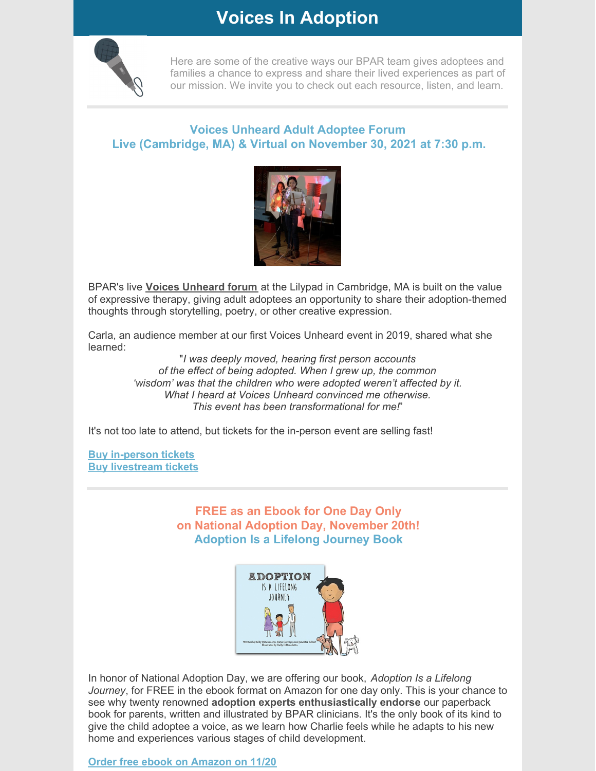# Voices In Adoption

Here are some of the creative ways our BPAR team gives adoptees and families a chance to express and share their lived experiences as part of our mission. We invite you to check out each resource, listen, and learn.

## Voices Unheard Adult Adoptee Forum
## Live (Cambridge, MA) & Virtual on November 30, 2021 at 7:30 p.m.

BPAR's live **Voices Unheard forum** at the Lilypad in Cambridge, MA is built on the value of expressive therapy, giving adult adoptees an opportunity to share their adoption-themed thoughts through storytelling, poetry, or other creative expression.

Carla, an audience member at our first Voices Unheard event in 2019, shared what she learned:

"*I was deeply moved, hearing first person accounts of the effect of being adopted. When I grew up, the common 'wisdom' was that the children who were adopted weren't affected by it. What I heard at Voices Unheard convinced me otherwise. This event has been transformational for me!*"

It's not too late to attend, but tickets for the in-person event are selling fast!

**Buy in-person tickets**
**Buy livestream tickets**

## FREE as an Ebook for One Day Only on National Adoption Day, November 20th!
## Adoption Is a Lifelong Journey Book

In honor of National Adoption Day, we are offering our book, *Adoption Is a Lifelong Journey*, for FREE in the ebook format on Amazon for one day only. This is your chance to see why twenty renowned **adoption experts enthusiastically endorse** our paperback book for parents, written and illustrated by BPAR clinicians. It's the only book of its kind to give the child adoptee a voice, as we learn how Charlie feels while he adapts to his new home and experiences various stages of child development.

**Order free ebook on Amazon on 11/20**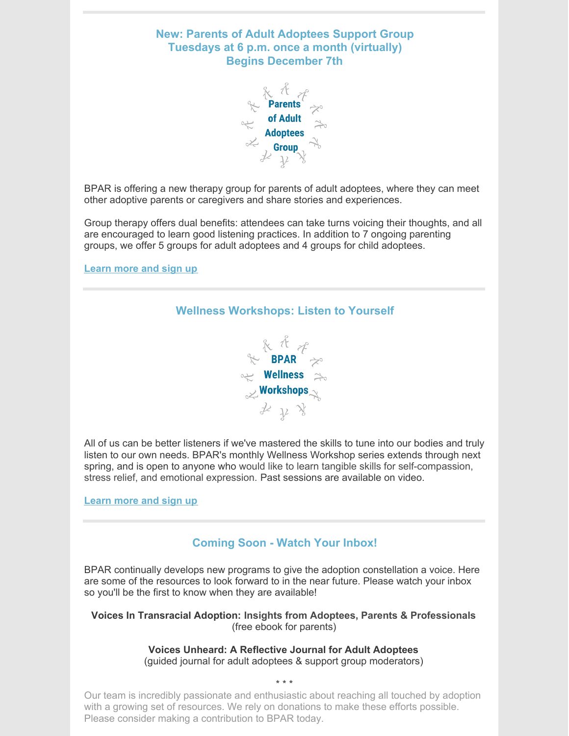## New: Parents of Adult Adoptees Support Group
## Tuesdays at 6 p.m. once a month (virtually)
## Begins December 7th

Parents of Adult Adoptees Group

BPAR is offering a new therapy group for parents of adult adoptees, where they can meet other adoptive parents or caregivers and share stories and experiences.

Group therapy offers dual benefits: attendees can take turns voicing their thoughts, and all are encouraged to learn good listening practices. In addition to 7 ongoing parenting groups, we offer 5 groups for adult adoptees and 4 groups for child adoptees.

**Learn more and sign up**

---

## Wellness Workshops: Listen to Yourself

BPAR Wellness Workshops

All of us can be better listeners if we've mastered the skills to tune into our bodies and truly listen to our own needs. BPAR's monthly Wellness Workshop series extends through next spring, and is open to anyone who would like to learn tangible skills for self-compassion, stress relief, and emotional expression. Past sessions are available on video.

**Learn more and sign up**

---

## Coming Soon - Watch Your Inbox!

BPAR continually develops new programs to give the adoption constellation a voice. Here are some of the resources to look forward to in the near future. Please watch your inbox so you'll be the first to know when they are available!

**Voices In Transracial Adoption: Insights from Adoptees, Parents & Professionals**
(free ebook for parents)

**Voices Unheard: A Reflective Journal for Adult Adoptees**
(guided journal for adult adoptees & support group moderators)

\* \* \*

Our team is incredibly passionate and enthusiastic about reaching all touched by adoption with a growing set of resources. We rely on donations to make these efforts possible. Please consider making a contribution to BPAR today.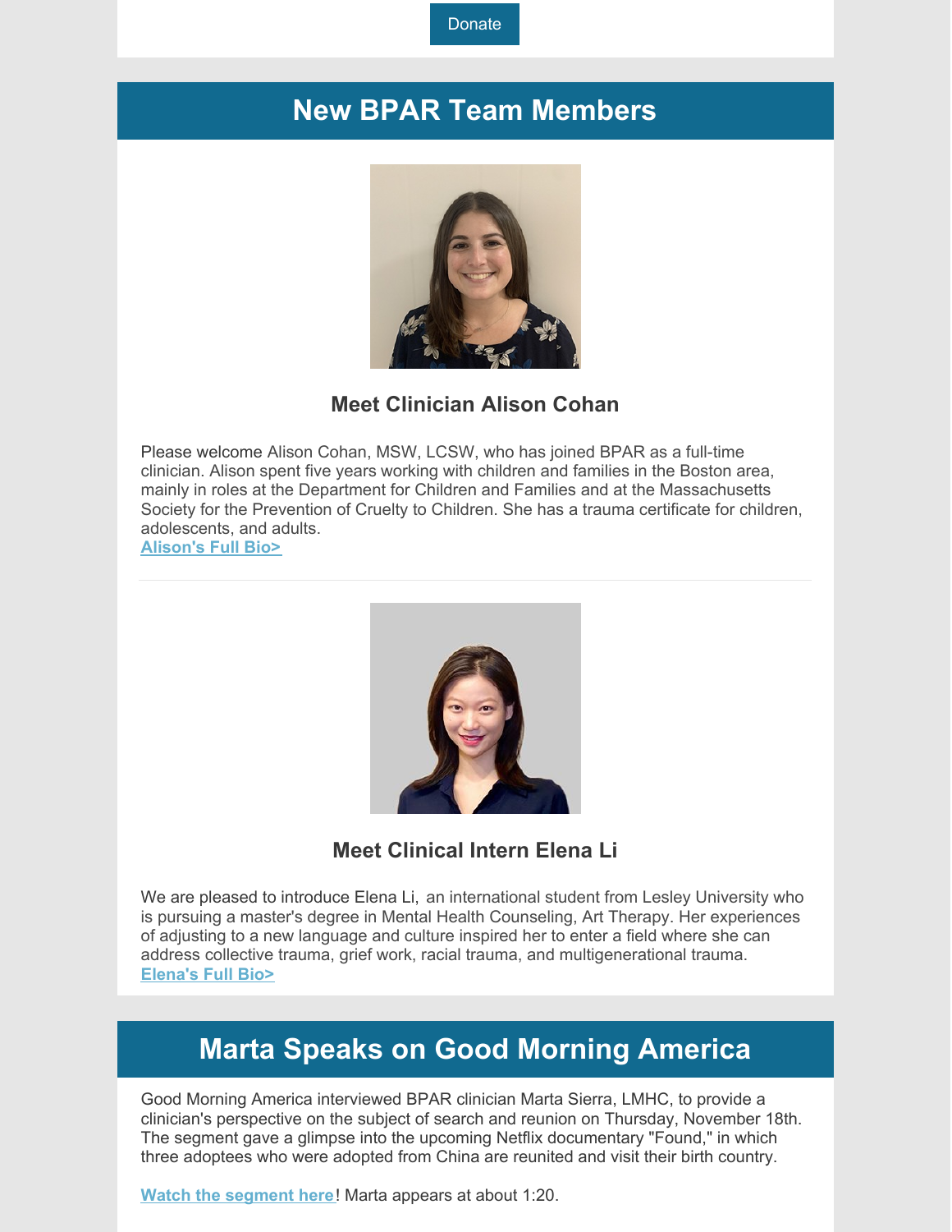Donate

## New BPAR Team Members

### Meet Clinician Alison Cohan

Please welcome Alison Cohan, MSW, LCSW, who has joined BPAR as a full-time clinician. Alison spent five years working with children and families in the Boston area, mainly in roles at the Department for Children and Families and at the Massachusetts Society for the Prevention of Cruelty to Children. She has a trauma certificate for children, adolescents, and adults.

**Alison's Full Bio>**

---

### Meet Clinical Intern Elena Li

We are pleased to introduce Elena Li, an international student from Lesley University who is pursuing a master's degree in Mental Health Counseling, Art Therapy. Her experiences of adjusting to a new language and culture inspired her to enter a field where she can address collective trauma, grief work, racial trauma, and multigenerational trauma.

**Elena's Full Bio>**

## Marta Speaks on Good Morning America

Good Morning America interviewed BPAR clinician Marta Sierra, LMHC, to provide a clinician's perspective on the subject of search and reunion on Thursday, November 18th. The segment gave a glimpse into the upcoming Netflix documentary "Found," in which three adoptees who were adopted from China are reunited and visit their birth country.

**Watch the segment here**! Marta appears at about 1:20.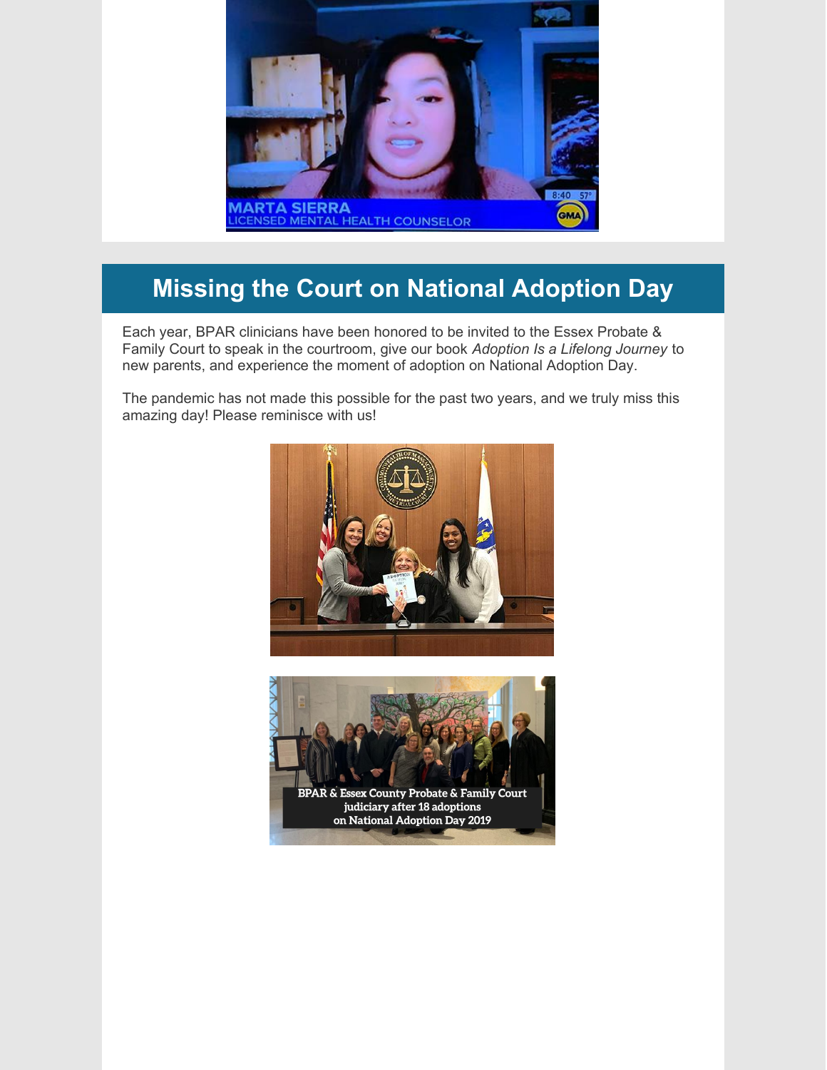## Missing the Court on National Adoption Day

Each year, BPAR clinicians have been honored to be invited to the Essex Probate & Family Court to speak in the courtroom, give our book *Adoption Is a Lifelong Journey* to new parents, and experience the moment of adoption on National Adoption Day.

The pandemic has not made this possible for the past two years, and we truly miss this amazing day! Please reminisce with us!

BPAR & Essex County Probate & Family Court judiciary after 18 adoptions on National Adoption Day 2019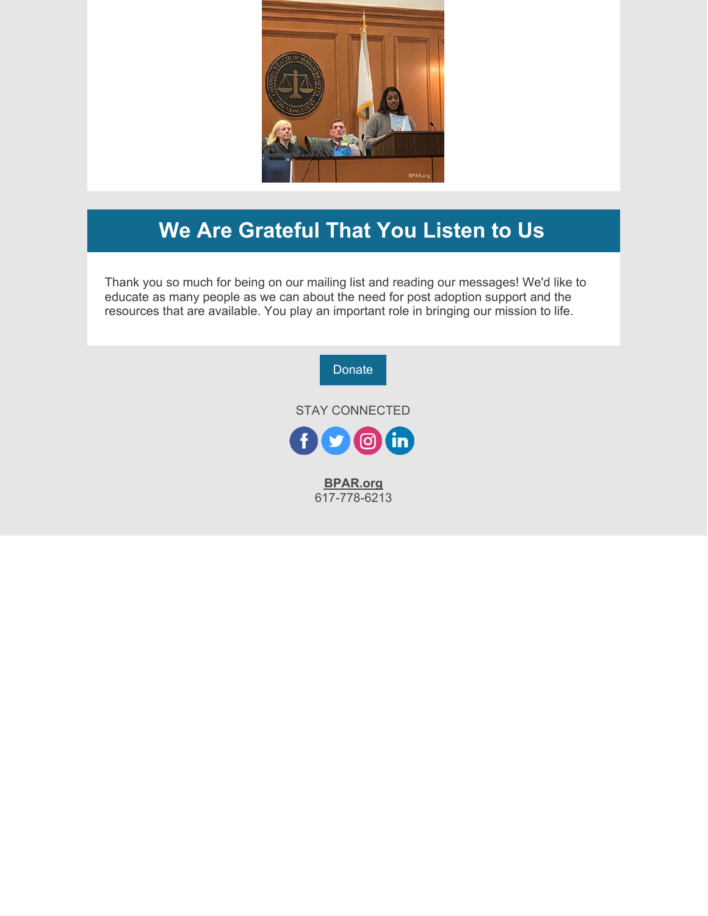## We Are Grateful That You Listen to Us

Thank you so much for being on our mailing list and reading our messages! We'd like to educate as many people as we can about the need for post adoption support and the resources that are available. You play an important role in bringing our mission to life.

Donate

STAY CONNECTED

**BPAR.org**
617-778-6213